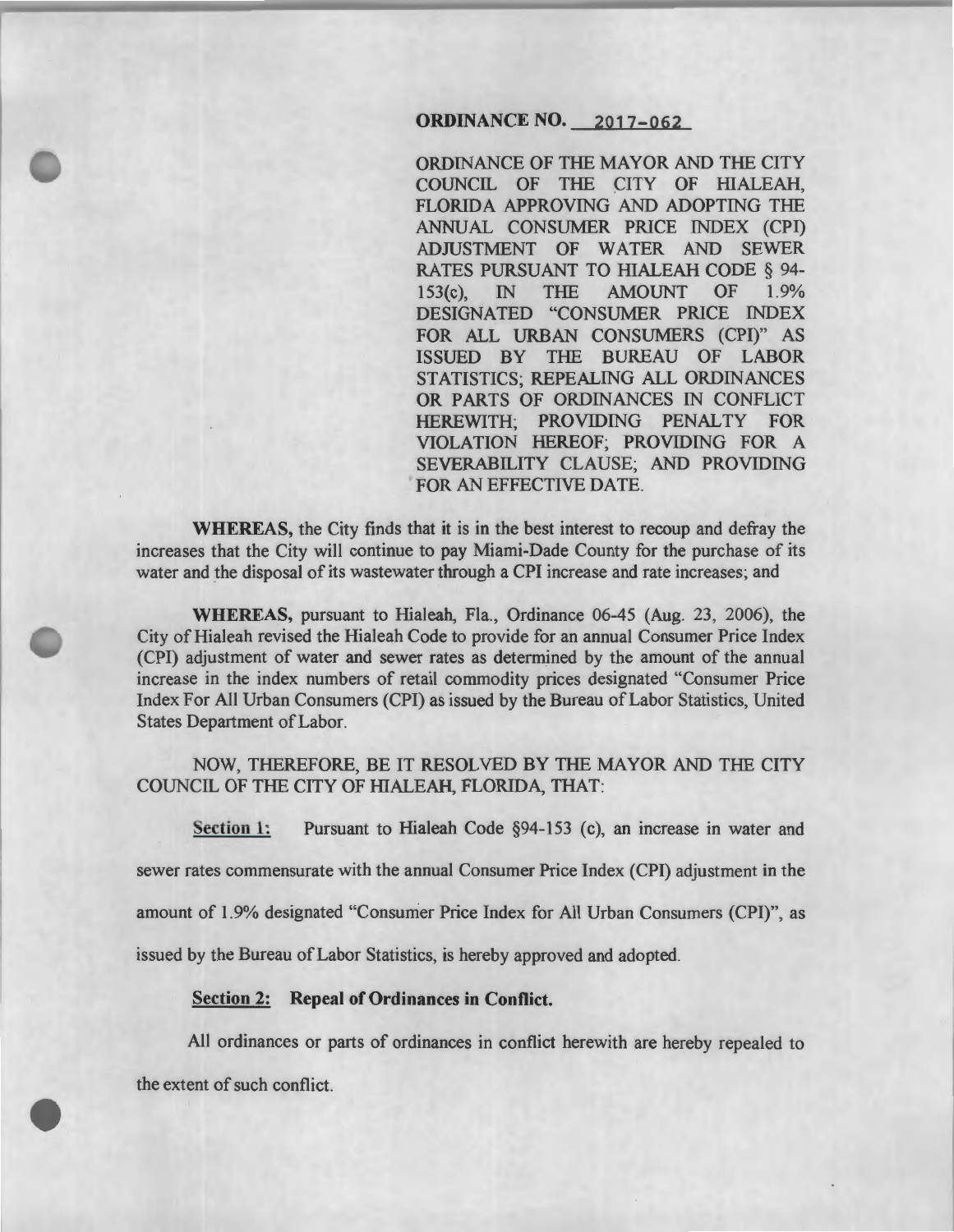**ORDINANCE NO. 2017-062**

ORDINANCE OF THE MAYOR AND THE CITY COUNCIL OF THE CITY OF HIALEAH, FLORIDA APPROVING AND ADOPTING THE ANNUAL CONSUMER PRICE INDEX (CPI) ADJUSTMENT OF WATER AND SEWER RATES PURSUANT TO HIALEAH CODE § 94-153(c), IN THE AMOUNT OF 1.9% DESIGNATED "CONSUMER PRICE INDEX FOR ALL URBAN CONSUMERS (CPI)" AS ISSUED BY THE BUREAU OF LABOR STATISTICS; REPEALING ALL ORDINANCES OR PARTS OF ORDINANCES IN CONFLICT HEREWITH; PROVIDING PENALTY FOR VIOLATION HEREOF; PROVIDING FOR A SEVERABILITY CLAUSE; AND PROVIDING FOR AN EFFECTIVE DATE.

**WHEREAS,** the City finds that it is in the best interest to recoup and defray the increases that the City will continue to pay Miami-Dade County for the purchase of its water and the disposal of its wastewater through a CPI increase and rate increases; and

**WHEREAS,** pursuant to Hialeah, Fla., Ordinance 06-45 (Aug. 23, 2006), the City of Hialeah revised the Hialeah Code to provide for an annual Consumer Price Index (CPI) adjustment of water and sewer rates as determined by the amount of the annual increase in the index numbers of retail commodity prices designated "Consumer Price Index For All Urban Consumers (CPI) as issued by the Bureau of Labor Statistics, United States Department of Labor.

NOW, THEREFORE, BE IT RESOLVED BY THE MAYOR AND THE CITY COUNCIL OF THE CITY OF HIALEAH, FLORIDA, THAT:

**Section 1:** Pursuant to Hialeah Code §94-153 (c), an increase in water and sewer rates commensurate with the annual Consumer Price Index (CPI) adjustment in the amount of 1.9% designated "Consumer Price Index for All Urban Consumers (CPI)", as issued by the Bureau of Labor Statistics, is hereby approved and adopted.

**Section 2: Repeal of Ordinances in Conflict.**

All ordinances or parts of ordinances in conflict herewith are hereby repealed to the extent of such conflict.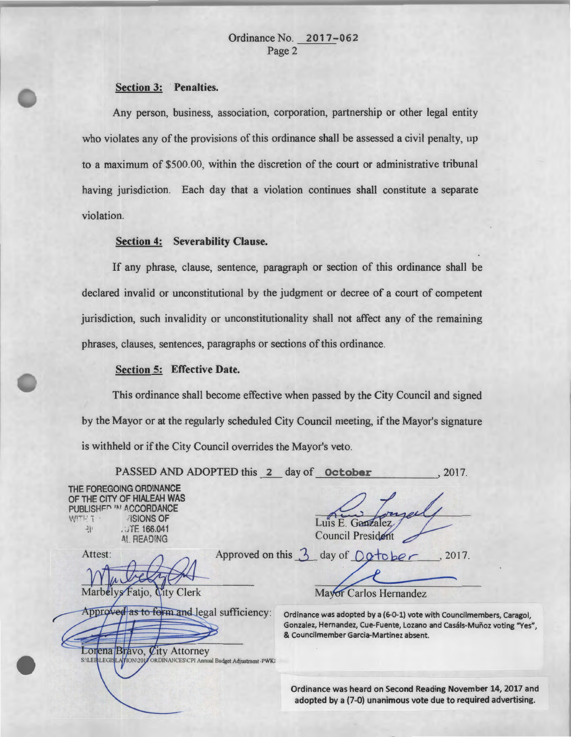Ordinance No. 2017-062

**Section 3: Penalties.**

Any person, business, association, corporation, partnership or other legal entity who violates any of the provisions of this ordinance shall be assessed a civil penalty, up to a maximum of $500.00, within the discretion of the court or administrative tribunal having jurisdiction. Each day that a violation continues shall constitute a separate violation.

**Section 4: Severability Clause.**

If any phrase, clause, sentence, paragraph or section of this ordinance shall be declared invalid or unconstitutional by the judgment or decree of a court of competent jurisdiction, such invalidity or unconstitutionality shall not affect any of the remaining phrases, clauses, sentences, paragraphs or sections of this ordinance.

**Section 5: Effective Date.**

This ordinance shall become effective when passed by the City Council and signed by the Mayor or at the regularly scheduled City Council meeting, if the Mayor's signature is withheld or if the City Council overrides the Mayor's veto.

PASSED AND ADOPTED this 2 day of October, 2017.

THE FOREGOING ORDINANCE OF THE CITY OF HIALEAH WAS PUBLISHED IN ACCORDANCE WITH THE PROVISIONS OF FLORIDA STATUTE 166.041 PRIOR TO FINAL READING

Luis E. Gonzalez
Council President

Attest:

Approved on this 3 day of October, 2017.

Marbelys Fatjo, City Clerk

Mayor Carlos Hernandez

Approved as to form and legal sufficiency:

Lorena Bravo, City Attorney

S:\LEB\LEGISLATION\2017 ORDINANCES\CPI Annual Budget Adjustment -PWK

Ordinance was adopted by a (6-0-1) vote with Councilmembers, Caragol, Gonzalez, Hernandez, Cue-Fuente, Lozano and Casáls-Muñoz voting "Yes", & Councilmember Garcia-Martinez absent.

Ordinance was heard on Second Reading November 14, 2017 and adopted by a (7-0) unanimous vote due to required advertising.